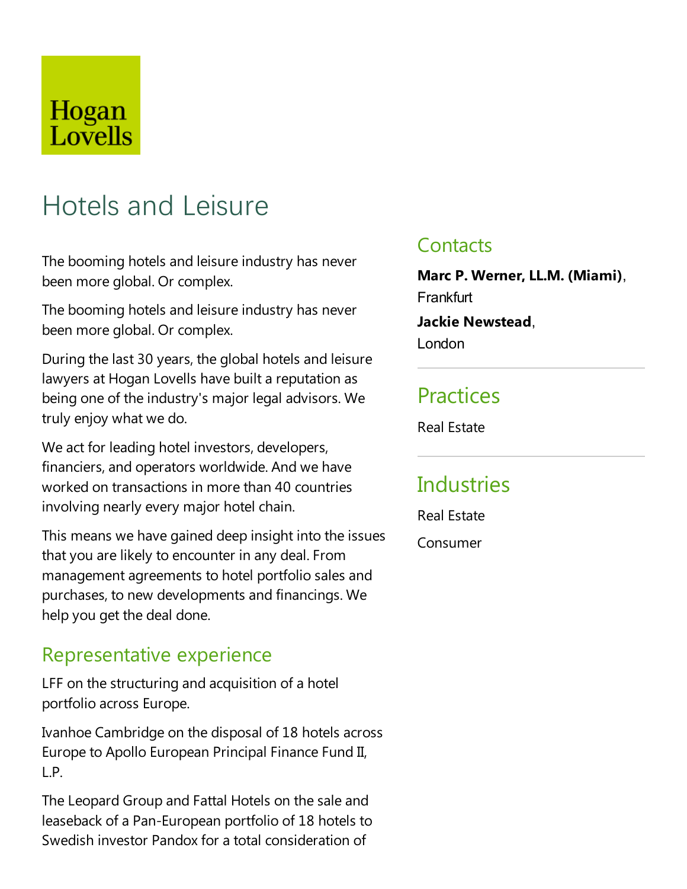Hogan Lovells

# Hotels and Leisure

The booming hotels and leisure industry has never been more global. Or complex.

The booming hotels and leisure industry has never been more global. Or complex.

During the last 30 years, the global hotels and leisure lawyers at Hogan Lovells have built a reputation as being one of the industry's major legal advisors. We truly enjoy what we do.

We act for leading hotel investors, developers, financiers, and operators worldwide. And we have worked on transactions in more than 40 countries involving nearly every major hotel chain.

This means we have gained deep insight into the issues that you are likely to encounter in any deal. From management agreements to hotel portfolio sales and purchases, to new developments and financings. We help you get the deal done.

## Representative experience

LFF on the structuring and acquisition of a hotel portfolio across Europe.

Ivanhoe Cambridge on the disposal of 18 hotels across Europe to Apollo European Principal Finance Fund II, L.P.

The Leopard Group and Fattal Hotels on the sale and leaseback of a Pan-European portfolio of 18 hotels to Swedish investor Pandox for a total consideration of

## Contacts

**Marc P. Werner, LL.M. (Miami)**, Frankfurt

**Jackie Newstead**, London

## Practices

Real Estate

## Industries

Real Estate

Consumer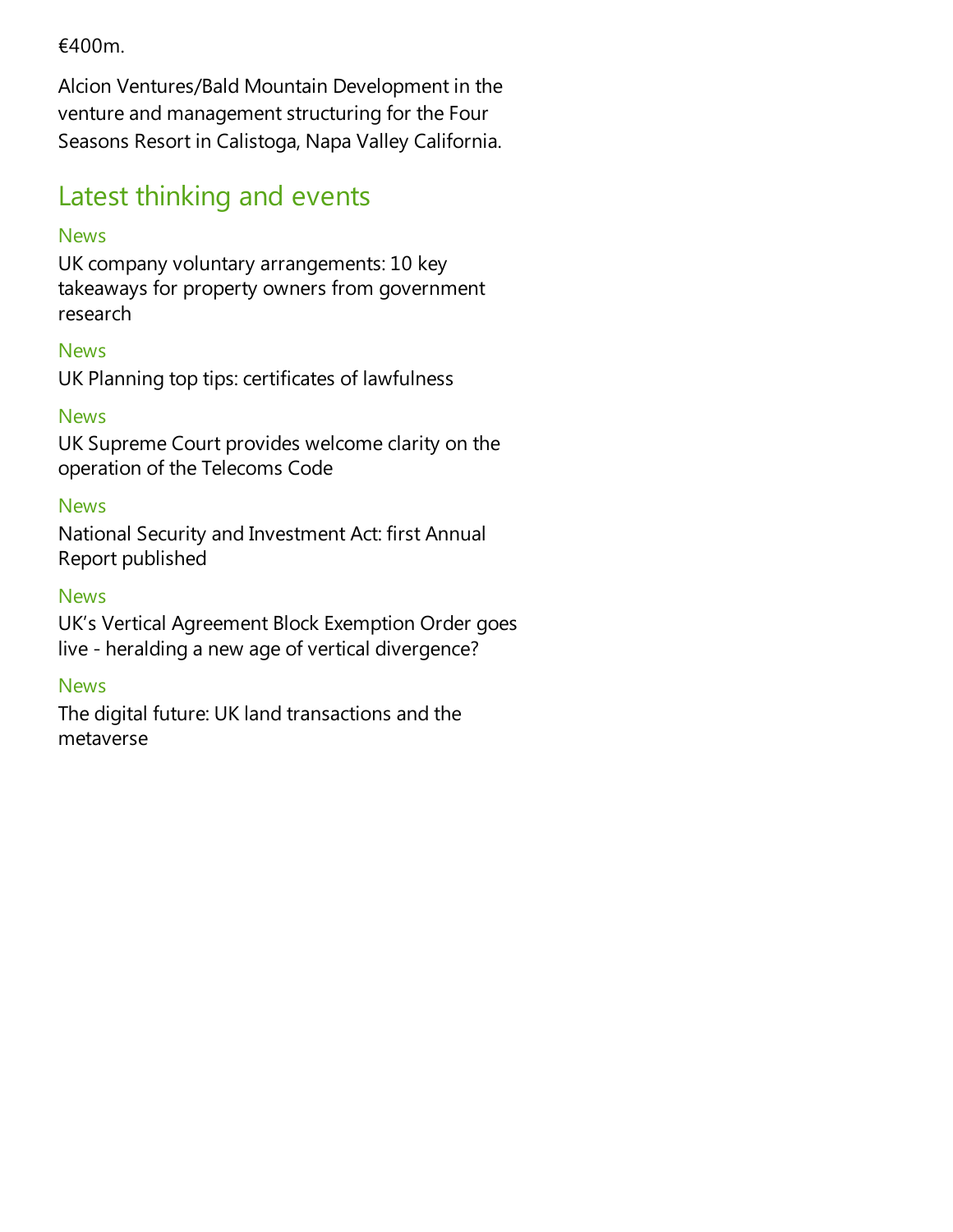€400m.

Alcion Ventures/Bald Mountain Development in the venture and management structuring for the Four Seasons Resort in Calistoga, Napa Valley California.

## Latest thinking and events

News

UK company voluntary arrangements: 10 key takeaways for property owners from government research

News

UK Planning top tips: certificates of lawfulness

News

UK Supreme Court provides welcome clarity on the operation of the Telecoms Code

News

National Security and Investment Act: first Annual Report published

News

UK's Vertical Agreement Block Exemption Order goes live - heralding a new age of vertical divergence?

News

The digital future: UK land transactions and the metaverse